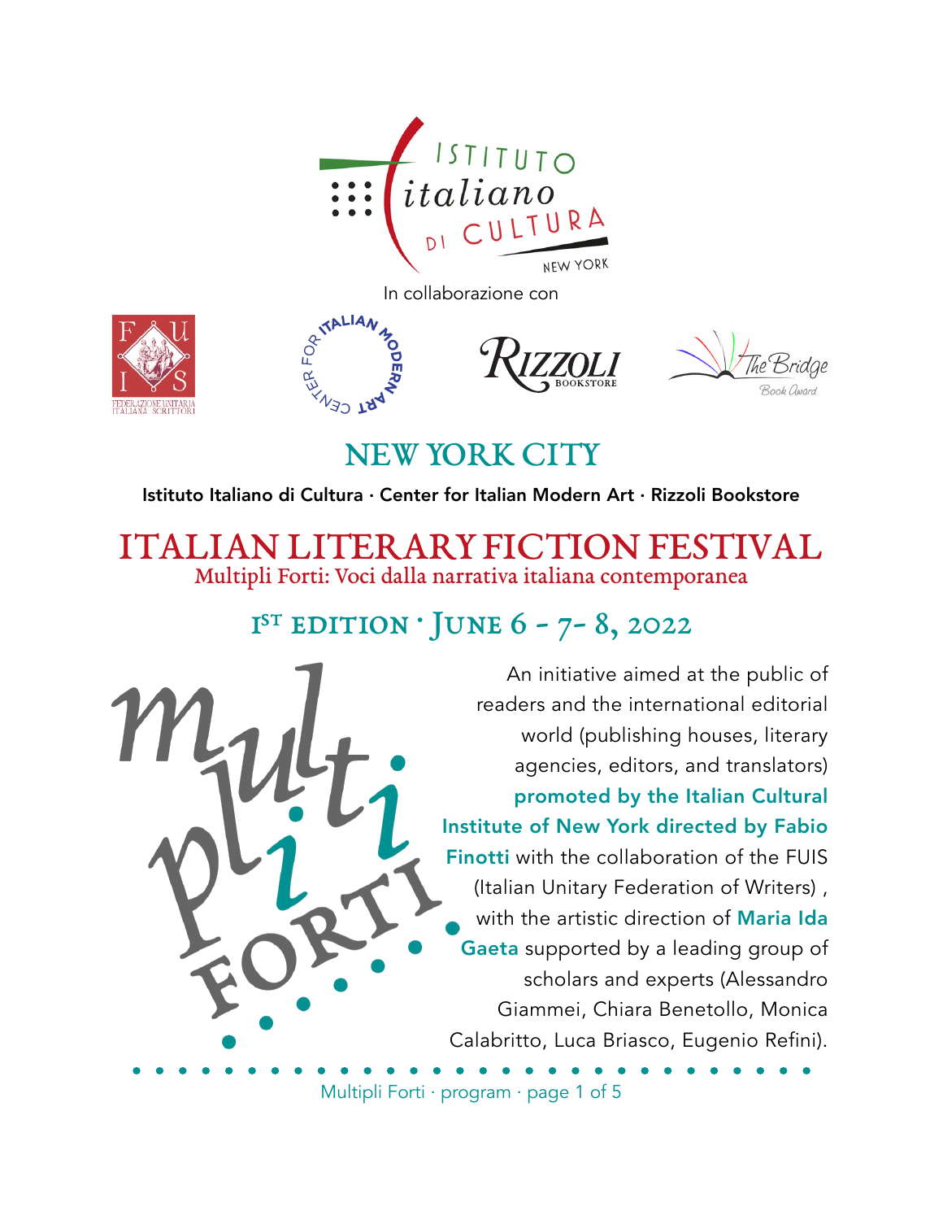ISTITUTO italiano DI CULTURA NEW YORK

In collaborazione con

# NEW YORK CITY

**Istituto Italiano di Cultura · Center for Italian Modern Art · Rizzoli Bookstore**

# ITALIAN LITERARY FICTION FESTIVAL

## Multipli Forti: Voci dalla narrativa italiana contemporanea

## 1ST EDITION · JUNE 6 - 7- 8, 2022

multipli FORTI

An initiative aimed at the public of readers and the international editorial world (publishing houses, literary agencies, editors, and translators) **promoted by the Italian Cultural Institute of New York directed by Fabio Finotti** with the collaboration of the FUIS (Italian Unitary Federation of Writers) , with the artistic direction of **Maria Ida Gaeta** supported by a leading group of scholars and experts (Alessandro Giammei, Chiara Benetollo, Monica Calabritto, Luca Briasco, Eugenio Refini).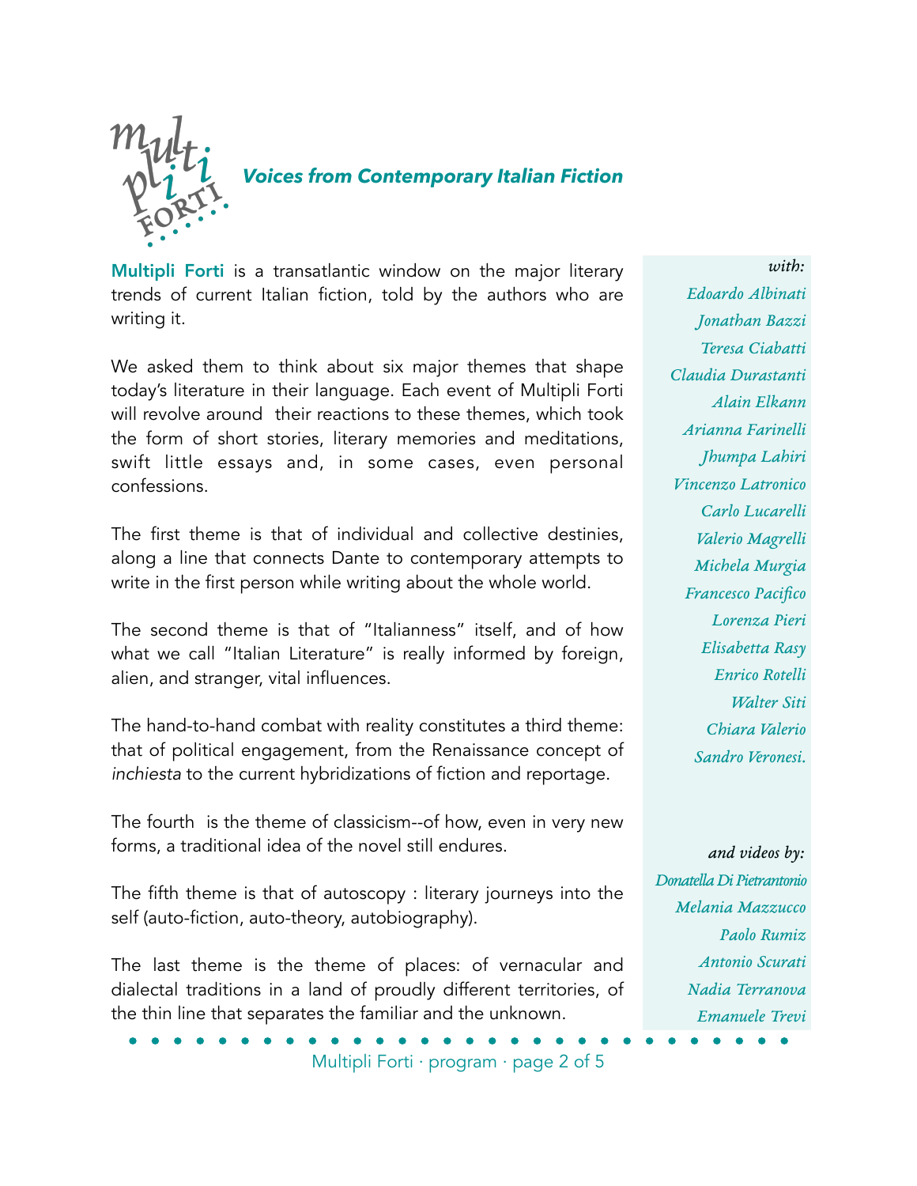# Voices from Contemporary Italian Fiction

**Multipli Forti** is a transatlantic window on the major literary trends of current Italian fiction, told by the authors who are writing it.

We asked them to think about six major themes that shape today's literature in their language. Each event of Multipli Forti will revolve around their reactions to these themes, which took the form of short stories, literary memories and meditations, swift little essays and, in some cases, even personal confessions.

The first theme is that of individual and collective destinies, along a line that connects Dante to contemporary attempts to write in the first person while writing about the whole world.

The second theme is that of "Italianness" itself, and of how what we call "Italian Literature" is really informed by foreign, alien, and stranger, vital influences.

The hand-to-hand combat with reality constitutes a third theme: that of political engagement, from the Renaissance concept of *inchiesta* to the current hybridizations of fiction and reportage.

The fourth is the theme of classicism--of how, even in very new forms, a traditional idea of the novel still endures.

The fifth theme is that of autoscopy : literary journeys into the self (auto-fiction, auto-theory, autobiography).

The last theme is the theme of places: of vernacular and dialectal traditions in a land of proudly different territories, of the thin line that separates the familiar and the unknown.

*with:*
*Edoardo Albinati*
*Jonathan Bazzi*
*Teresa Ciabatti*
*Claudia Durastanti*
*Alain Elkann*
*Arianna Farinelli*
*Jhumpa Lahiri*
*Vincenzo Latronico*
*Carlo Lucarelli*
*Valerio Magrelli*
*Michela Murgia*
*Francesco Pacifico*
*Lorenza Pieri*
*Elisabetta Rasy*
*Enrico Rotelli*
*Walter Siti*
*Chiara Valerio*
*Sandro Veronesi.*

*and videos by:*
*Donatella Di Pietrantonio*
*Melania Mazzucco*
*Paolo Rumiz*
*Antonio Scurati*
*Nadia Terranova*
*Emanuele Trevi*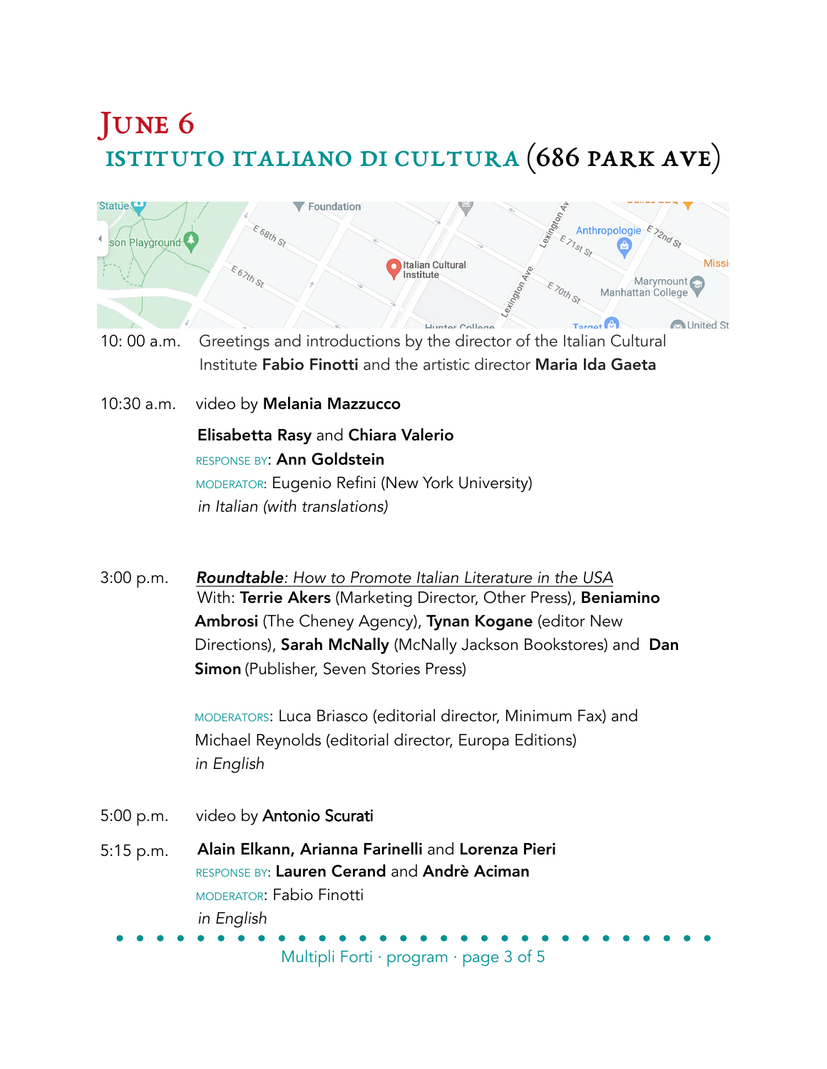# June 6

## ISTITUTO ITALIANO DI CULTURA (686 PARK AVE)

10: 00 a.m. Greetings and introductions by the director of the Italian Cultural Institute **Fabio Finotti** and the artistic director **Maria Ida Gaeta**

10:30 a.m. video by **Melania Mazzucco**

**Elisabetta Rasy** and **Chiara Valerio**
RESPONSE BY: **Ann Goldstein**
MODERATOR: Eugenio Refini (New York University)
*in Italian (with translations)*

3:00 p.m. ***Roundtable**: How to Promote Italian Literature in the USA*
With: **Terrie Akers** (Marketing Director, Other Press), **Beniamino Ambrosi** (The Cheney Agency), **Tynan Kogane** (editor New Directions), **Sarah McNally** (McNally Jackson Bookstores) and **Dan Simon** (Publisher, Seven Stories Press)

MODERATORS: Luca Briasco (editorial director, Minimum Fax) and Michael Reynolds (editorial director, Europa Editions)
*in English*

5:00 p.m. video by **Antonio Scurati**

5:15 p.m. **Alain Elkann, Arianna Farinelli** and **Lorenza Pieri**
RESPONSE BY: **Lauren Cerand** and **Andrè Aciman**
MODERATOR: Fabio Finotti
*in English*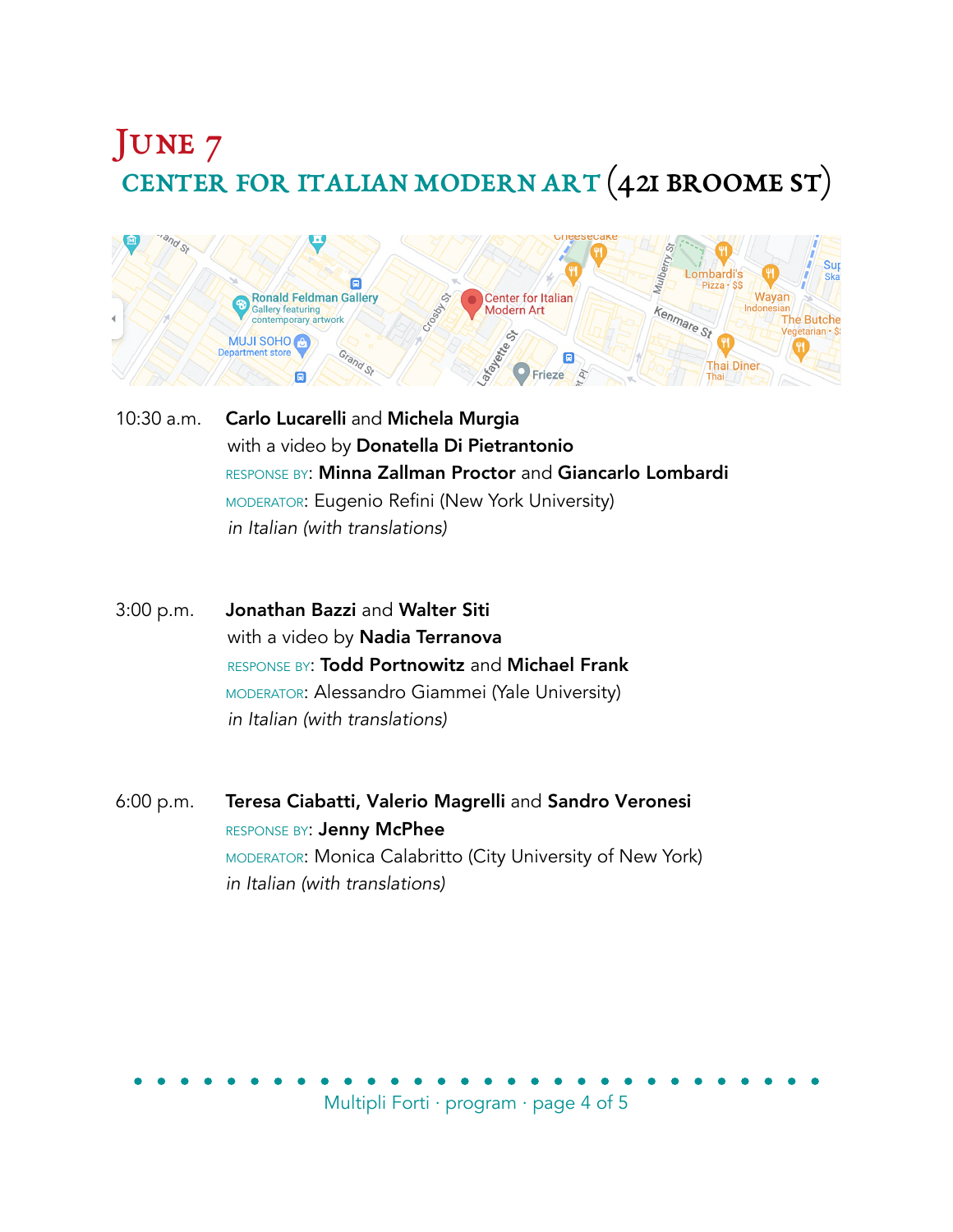# June 7

## Center for Italian Modern Art (421 Broome St)

10:30 a.m. **Carlo Lucarelli** and **Michela Murgia**
with a video by **Donatella Di Pietrantonio**
RESPONSE BY: **Minna Zallman Proctor** and **Giancarlo Lombardi**
MODERATOR: Eugenio Refini (New York University)
*in Italian (with translations)*

3:00 p.m. **Jonathan Bazzi** and **Walter Siti**
with a video by **Nadia Terranova**
RESPONSE BY: **Todd Portnowitz** and **Michael Frank**
MODERATOR: Alessandro Giammei (Yale University)
*in Italian (with translations)*

6:00 p.m. **Teresa Ciabatti, Valerio Magrelli** and **Sandro Veronesi**
RESPONSE BY: **Jenny McPhee**
MODERATOR: Monica Calabritto (City University of New York)
*in Italian (with translations)*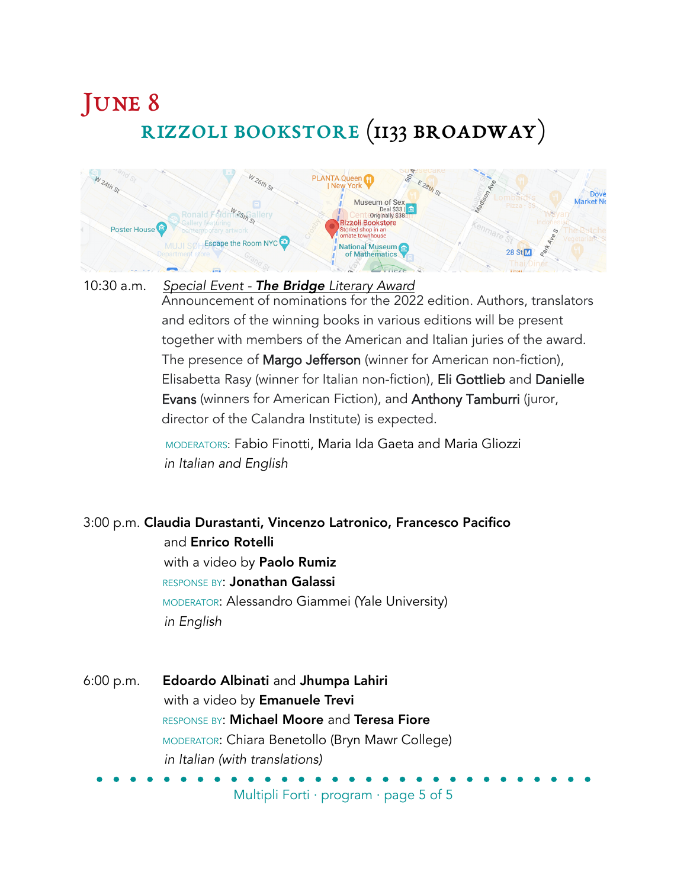# June 8

## RIZZOLI BOOKSTORE (1133 BROADWAY)

10:30 a.m. *Special Event - **The Bridge** Literary Award*

Announcement of nominations for the 2022 edition. Authors, translators and editors of the winning books in various editions will be present together with members of the American and Italian juries of the award. The presence of Margo Jefferson (winner for American non-fiction), Elisabetta Rasy (winner for Italian non-fiction), Eli Gottlieb and Danielle Evans (winners for American Fiction), and Anthony Tamburri (juror, director of the Calandra Institute) is expected.

MODERATORS: Fabio Finotti, Maria Ida Gaeta and Maria Gliozzi
*in Italian and English*

3:00 p.m. **Claudia Durastanti, Vincenzo Latronico, Francesco Pacifico** and **Enrico Rotelli**
with a video by **Paolo Rumiz**
RESPONSE BY: **Jonathan Galassi**
MODERATOR: Alessandro Giammei (Yale University)
*in English*

6:00 p.m. **Edoardo Albinati** and **Jhumpa Lahiri**
with a video by **Emanuele Trevi**
RESPONSE BY: **Michael Moore** and **Teresa Fiore**
MODERATOR: Chiara Benetollo (Bryn Mawr College)
*in Italian (with translations)*